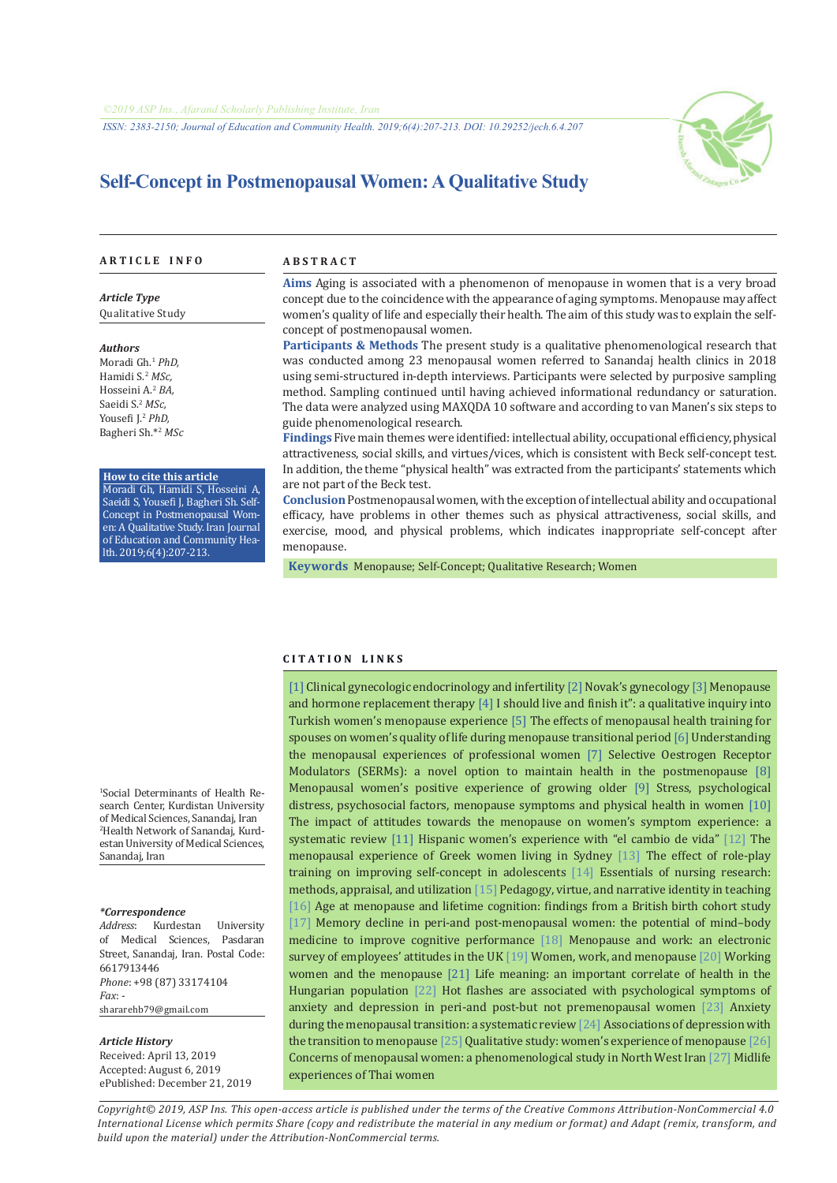©2019 ASP Ins., Afarand Scholarly Publishing Institute, Iran

ISSN: 2383-2150; Journal of Education and Community Health. 2019;6(4):207-213. DOI: 10.29252/jech.6.4.207

# Self-Concept in Postmenopausal Women: A Qualitative Study

## ARTICLE INFO

***Article Type***
Qualitative Study

***Authors***
Moradi Gh.[1] *PhD,*
Hamidi S.[2] *MSc,*
Hosseini A.[2] *BA,*
Saeidi S.[2] *MSc,*
Yousefi J.[2] *PhD,*
Bagheri Sh.*[2] *MSc*

**How to cite this article**
Moradi Gh, Hamidi S, Hosseini A, Saeidi S, Yousefi J, Bagheri Sh. Self-Concept in Postmenopausal Women: A Qualitative Study. Iran Journal of Education and Community Health. 2019;6(4):207-213.

[1]Social Determinants of Health Research Center, Kurdistan University of Medical Sciences, Sanandaj, Iran
[2]Health Network of Sanandaj, Kurdestan University of Medical Sciences, Sanandaj, Iran

***\*Correspondence***
*Address*: Kurdestan University of Medical Sciences, Pasdaran Street, Sanandaj, Iran. Postal Code: 6617913446
*Phone*: +98 (87) 33174104
*Fax*: -
shararehb79@gmail.com

***Article History***
Received: April 13, 2019
Accepted: August 6, 2019
ePublished: December 21, 2019

## ABSTRACT

**Aims** Aging is associated with a phenomenon of menopause in women that is a very broad concept due to the coincidence with the appearance of aging symptoms. Menopause may affect women's quality of life and especially their health. The aim of this study was to explain the self-concept of postmenopausal women.

**Participants & Methods** The present study is a qualitative phenomenological research that was conducted among 23 menopausal women referred to Sanandaj health clinics in 2018 using semi-structured in-depth interviews. Participants were selected by purposive sampling method. Sampling continued until having achieved informational redundancy or saturation. The data were analyzed using MAXQDA 10 software and according to van Manen's six steps to guide phenomenological research.

**Findings** Five main themes were identified: intellectual ability, occupational efficiency, physical attractiveness, social skills, and virtues/vices, which is consistent with Beck self-concept test. In addition, the theme "physical health" was extracted from the participants' statements which are not part of the Beck test.

**Conclusion** Postmenopausal women, with the exception of intellectual ability and occupational efficacy, have problems in other themes such as physical attractiveness, social skills, and exercise, mood, and physical problems, which indicates inappropriate self-concept after menopause.

**Keywords** Menopause; Self-Concept; Qualitative Research; Women

## CITATION LINKS

[1] Clinical gynecologic endocrinology and infertility [2] Novak's gynecology [3] Menopause and hormone replacement therapy [4] I should live and finish it": a qualitative inquiry into Turkish women's menopause experience [5] The effects of menopausal health training for spouses on women's quality of life during menopause transitional period [6] Understanding the menopausal experiences of professional women [7] Selective Oestrogen Receptor Modulators (SERMs): a novel option to maintain health in the postmenopause [8] Menopausal women's positive experience of growing older [9] Stress, psychological distress, psychosocial factors, menopause symptoms and physical health in women [10] The impact of attitudes towards the menopause on women's symptom experience: a systematic review [11] Hispanic women's experience with "el cambio de vida" [12] The menopausal experience of Greek women living in Sydney [13] The effect of role-play training on improving self-concept in adolescents [14] Essentials of nursing research: methods, appraisal, and utilization [15] Pedagogy, virtue, and narrative identity in teaching [16] Age at menopause and lifetime cognition: findings from a British birth cohort study [17] Memory decline in peri-and post-menopausal women: the potential of mind–body medicine to improve cognitive performance [18] Menopause and work: an electronic survey of employees' attitudes in the UK [19] Women, work, and menopause [20] Working women and the menopause [21] Life meaning: an important correlate of health in the Hungarian population [22] Hot flashes are associated with psychological symptoms of anxiety and depression in peri-and post-but not premenopausal women [23] Anxiety during the menopausal transition: a systematic review [24] Associations of depression with the transition to menopause [25] Qualitative study: women's experience of menopause [26] Concerns of menopausal women: a phenomenological study in North West Iran [27] Midlife experiences of Thai women

*Copyright© 2019, ASP Ins. This open-access article is published under the terms of the Creative Commons Attribution-NonCommercial 4.0 International License which permits Share (copy and redistribute the material in any medium or format) and Adapt (remix, transform, and build upon the material) under the Attribution-NonCommercial terms.*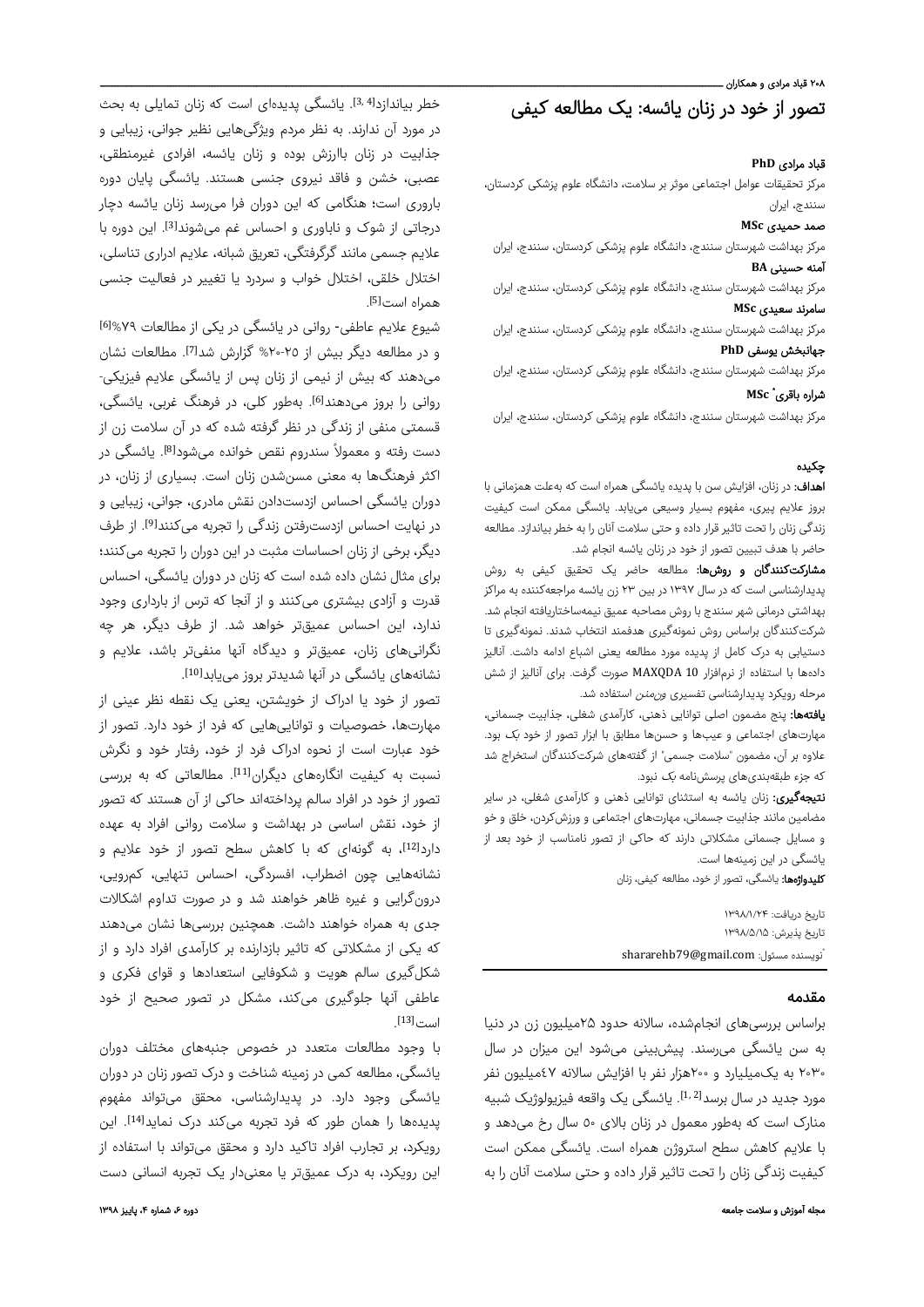# تصور از خود در زنان یائسه: یک مطالعه کیفی

**قباد مرادی PhD**

مرکز تحقیقات عوامل اجتماعی موثر بر سلامت، دانشگاه علوم پزشکی کردستان، سنندج، ایران

**صمد حمیدی MSc**

مرکز بهداشت شهرستان سنندج، دانشگاه علوم پزشکی کردستان، سنندج، ایران

**آمنه حسینی BA**

مرکز بهداشت شهرستان سنندج، دانشگاه علوم پزشکی کردستان، سنندج، ایران

**سامرند سعیدی MSc**

مرکز بهداشت شهرستان سنندج، دانشگاه علوم پزشکی کردستان، سنندج، ایران

**جهانبخش یوسفی PhD**

مرکز بهداشت شهرستان سنندج، دانشگاه علوم پزشکی کردستان، سنندج، ایران

**شراره باقری\* MSc**

مرکز بهداشت شهرستان سنندج، دانشگاه علوم پزشکی کردستان، سنندج، ایران

## چکیده

**اهداف:** در زنان، افزایش سن با پدیده یائسگی همراه است که به‌علت همزمانی با بروز علایم پیری، مفهوم بسیار وسیعی می‌یابد. یائسگی ممکن است کیفیت زندگی زنان را تحت تاثیر قرار داده و حتی سلامت آنان را به خطر بیاندازد. مطالعه حاضر با هدف تبیین تصور از خود در زنان یائسه انجام شد.

**مشارکت‌کنندگان و روش‌ها:** مطالعه حاضر یک تحقیق کیفی به روش پدیدارشناسی است که در سال ۱۳۹۷ در بین ۲۳ زن یائسه مراجعه‌کننده به مراکز بهداشتی درمانی شهر سنندج با روش مصاحبه عمیق نیمه‌ساختاریافته انجام شد. شرکت‌کنندگان براساس روش نمونه‌گیری هدفمند انتخاب شدند. نمونه‌گیری تا دستیابی به درک کامل از پدیده مورد مطالعه یعنی اشباع ادامه داشت. آنالیز داده‌ها با استفاده از نرم‌افزار MAXQDA 10 صورت گرفت. برای آنالیز از شش مرحله رویکرد پدیدارشناسی تفسیری *ون‌منن* استفاده شد.

**یافته‌ها:** پنج مضمون اصلی توانایی ذهنی، کارآمدی شغلی، جذابیت جسمانی، مهارت‌های اجتماعی و عیب‌ها و حسن‌ها مطابق با ابزار تصور از خود *بک* بود. علاوه بر آن، مضمون "سلامت جسمی" از گفته‌های شرکت‌کنندگان استخراج شد که جزء طبقه‌بندی‌های پرسش‌نامه *بک* نبود.

**نتیجه‌گیری:** زنان یائسه به استثنای توانایی ذهنی و کارآمدی شغلی، در سایر مضامین مانند جذابیت جسمانی، مهارت‌های اجتماعی و ورزش‌کردن، خلق و خو و مسایل جسمانی مشکلاتی دارند که حاکی از تصور نامناسب از خود بعد از یائسگی در این زمینه‌ها است.

**کلیدواژه‌ها:** یائسگی، تصور از خود، مطالعه کیفی، زنان

تاریخ دریافت: ۱۳۹۸/۱/۲۴

تاریخ پذیرش: ۱۳۹۸/۵/۱۵

\*نویسنده مسئول: shararehb79@gmail.com

## مقدمه

براساس بررسی‌های انجام‌شده، سالانه حدود ۲۵میلیون زن در دنیا به سن یائسگی می‌رسند. پیش‌بینی می‌شود این میزان در سال ۲۰۳۰ به یک‌میلیارد و ۲۰۰هزار نفر با افزایش سالانه ۴۷میلیون نفر مورد جدید در سال برسد[1,2]. یائسگی یک واقعه فیزیولوژیک شبیه منارک است که به‌طور معمول در زنان بالای ۵۰ سال رخ می‌دهد و با علایم کاهش سطح استروژن همراه است. یائسگی ممکن است کیفیت زندگی زنان را تحت تاثیر قرار داده و حتی سلامت آنان را به خطر بیاندازد[3,4]. یائسگی پدیده‌ای است که زنان تمایلی به بحث در مورد آن ندارند. به نظر مردم ویژگی‌هایی نظیر جوانی، زیبایی و جذابیت در زنان باارزش بوده و زنان یائسه، افرادی غیرمنطقی، عصبی، خشن و فاقد نیروی جنسی هستند. یائسگی پایان دوره باروری است؛ هنگامی که این دوران فرا می‌رسد زنان یائسه دچار درجاتی از شوک و ناباوری و احساس غم می‌شوند[3]. این دوره با علایم جسمی مانند گرگرفتگی، تعریق شبانه، علایم ادراری تناسلی، اختلال خلقی، اختلال خواب و سردرد یا تغییر در فعالیت جنسی همراه است[5].

شیوع علایم عاطفی- روانی در یائسگی در یکی از مطالعات ۷۹%[6] و در مطالعه دیگر بیش از ۲۵-۲۰% گزارش شد[7]. مطالعات نشان می‌دهند که بیش از نیمی از زنان پس از یائسگی علایم فیزیکی- روانی را بروز می‌دهند[6]. به‌طور کلی، در فرهنگ غربی، یائسگی، قسمتی منفی از زندگی در نظر گرفته شده که در آن سلامت زن از دست رفته و معمولاً سندروم نقص خوانده می‌شود[8]. یائسگی در اکثر فرهنگ‌ها به معنی مسن‌شدن زنان است. بسیاری از زنان، در دوران یائسگی احساس ازدست‌دادن نقش مادری، جوانی، زیبایی و در نهایت احساس ازدست‌رفتن زندگی را تجربه می‌کنند[9]. از طرف دیگر، برخی از زنان احساسات مثبت در این دوران را تجربه می‌کنند؛ برای مثال نشان داده شده است که زنان در دوران یائسگی، احساس قدرت و آزادی بیشتری می‌کنند و از آنجا که ترس از بارداری وجود ندارد، این احساس عمیق‌تر خواهد شد. از طرف دیگر، هر چه نگرانی‌های زنان، عمیق‌تر و دیدگاه آنها منفی‌تر باشد، علایم و نشانه‌های یائسگی در آنها شدیدتر بروز می‌یابد[10].

تصور از خود یا ادراک از خویشتن، یعنی یک نقطه نظر عینی از مهارت‌ها، خصوصیات و توانایی‌هایی که فرد از خود دارد. تصور از خود عبارت است از نحوه ادراک فرد از خود، رفتار خود و نگرش نسبت به کیفیت انگاره‌های دیگران[11]. مطالعاتی که به بررسی تصور از خود در افراد سالم پرداخته‌اند حاکی از آن هستند که تصور از خود، نقش اساسی در بهداشت و سلامت روانی افراد به عهده دارد[12]، به گونه‌ای که با کاهش سطح تصور از خود علایم و نشانه‌هایی چون اضطراب، افسردگی، احساس تنهایی، کم‌رویی، درون‌گرایی و غیره ظاهر خواهند شد و در صورت تداوم اشکالات جدی به همراه خواهند داشت. همچنین بررسی‌ها نشان می‌دهند که یکی از مشکلاتی که تاثیر بازدارنده بر کارآمدی افراد دارد و از شکل‌گیری سالم هویت و شکوفایی استعدادها و قوای فکری و عاطفی آنها جلوگیری می‌کند، مشکل در تصور صحیح از خود است[13].

با وجود مطالعات متعدد در خصوص جنبه‌های مختلف دوران یائسگی، مطالعه کمی در زمینه شناخت و درک تصور زنان در دوران یائسگی وجود دارد. در پدیدارشناسی، محقق می‌تواند مفهوم پدیده‌ها را همان طور که فرد تجربه می‌کند درک نماید[14]. این رویکرد، بر تجارب افراد تاکید دارد و محقق می‌تواند با استفاده از این رویکرد، به درک عمیق‌تر یا معنی‌دار یک تجربه انسانی دست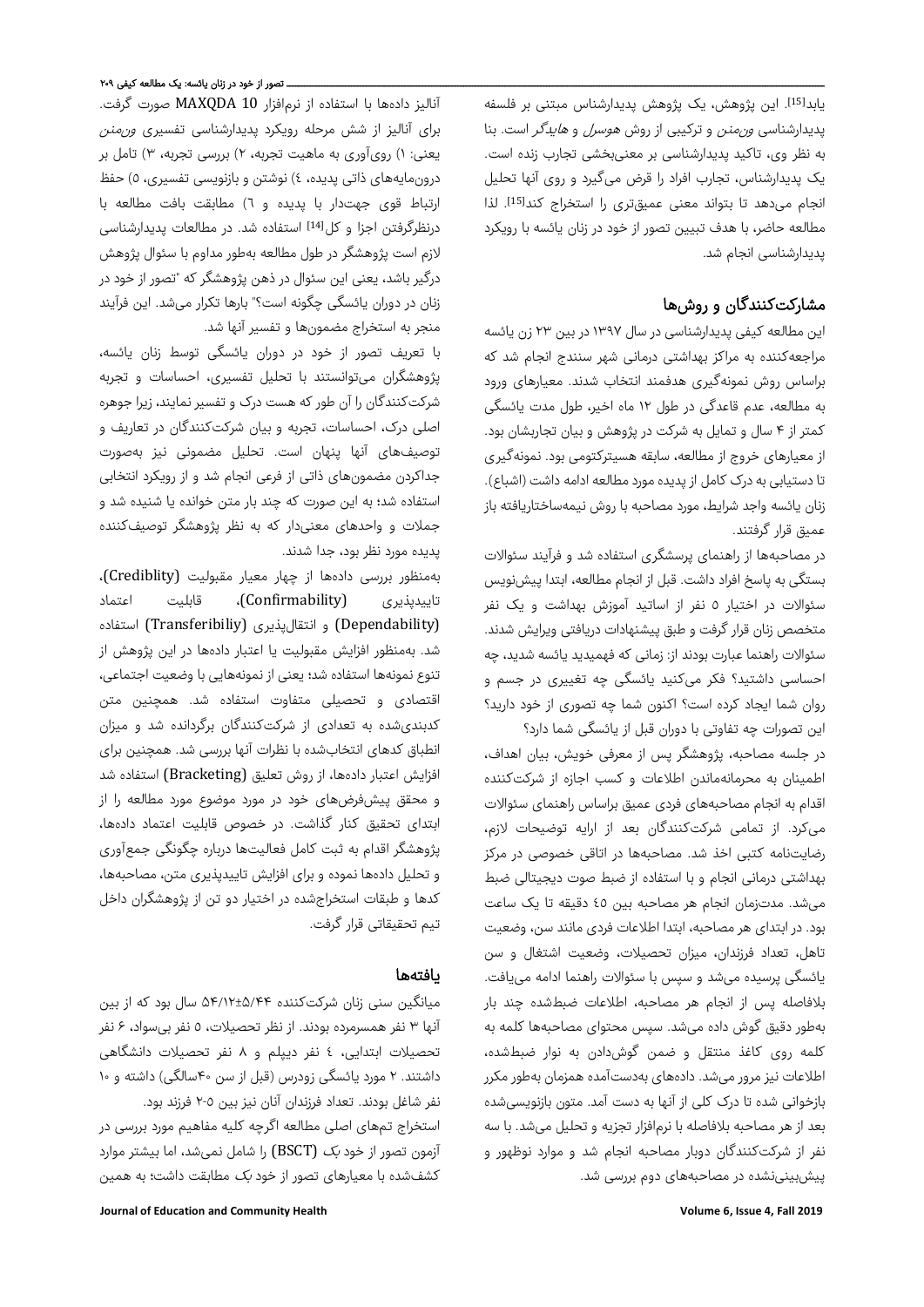یابد[15]. این پژوهش، یک پژوهش پدیدارشناس مبتنی بر فلسفه پدیدارشناسی *ون‌منن* و ترکیبی از روش *هوسرل* و *هایدگر* است. بنا به نظر وی، تاکید پدیدارشناسی بر معنی‌بخشی تجارب زنده است. یک پدیدارشناس، تجارب افراد را قرض می‌گیرد و روی آنها تحلیل انجام می‌دهد تا بتواند معنی عمیق‌تری را استخراج کند[15]. لذا مطالعه حاضر، با هدف تبیین تصور از خود در زنان یائسه با رویکرد پدیدارشناسی انجام شد.

## مشارکت‌کنندگان و روش‌ها

این مطالعه کیفی پدیدارشناسی در سال ۱۳۹۷ در بین ۲۳ زن یائسه مراجعه‌کننده به مراکز بهداشتی درمانی شهر سنندج انجام شد که براساس روش نمونه‌گیری هدفمند انتخاب شدند. معیارهای ورود به مطالعه، عدم قاعدگی در طول ۱۲ ماه اخیر، طول مدت یائسگی کمتر از ۴ سال و تمایل به شرکت در پژوهش و بیان تجاربشان بود. از معیارهای خروج از مطالعه، سابقه هسیترکتومی بود. نمونه‌گیری تا دستیابی به درک کامل از پدیده مورد مطالعه ادامه داشت (اشباع). زنان یائسه واجد شرایط، مورد مصاحبه با روش نیمه‌ساختاریافته باز عمیق قرار گرفتند.

در مصاحبه‌ها از راهنمای پرسشگری استفاده شد و فرآیند سئوالات بستگی به پاسخ افراد داشت. قبل از انجام مطالعه، ابتدا پیش‌نویس سئوالات در اختیار ۵ نفر از اساتید آموزش بهداشت و یک نفر متخصص زنان قرار گرفت و طبق پیشنهادات دریافتی ویرایش شدند. سئوالات راهنما عبارت بودند از: زمانی که فهمیدید یائسه شدید، چه احساسی داشتید؟ فکر می‌کنید یائسگی چه تغییری در جسم و روان شما ایجاد کرده است؟ اکنون شما چه تصوری از خود دارید؟ این تصورات چه تفاوتی با دوران قبل از یائسگی شما دارد؟

در جلسه مصاحبه، پژوهشگر پس از معرفی خویش، بیان اهداف، اطمینان به محرمانه‌ماندن اطلاعات و کسب اجازه از شرکت‌کننده اقدام به انجام مصاحبه‌های فردی عمیق براساس راهنمای سئوالات می‌کرد. از تمامی شرکت‌کنندگان بعد از ارایه توضیحات لازم، رضایت‌نامه کتبی اخذ شد. مصاحبه‌ها در اتاقی خصوصی در مرکز بهداشتی درمانی انجام و با استفاده از ضبط صوت دیجیتالی ضبط می‌شد. مدت‌زمان انجام هر مصاحبه بین ٤٥ دقیقه تا یک ساعت بود. در ابتدای هر مصاحبه، ابتدا اطلاعات فردی مانند سن، وضعیت تاهل، تعداد فرزندان، میزان تحصیلات، وضعیت اشتغال و سن یائسگی پرسیده می‌شد و سپس با سئوالات راهنما ادامه می‌یافت. بلافاصله پس از انجام هر مصاحبه، اطلاعات ضبط‌شده چند بار به‌طور دقیق گوش داده می‌شد. سپس محتوای مصاحبه‌ها کلمه به کلمه روی کاغذ منتقل و ضمن گوش‌دادن به نوار ضبط‌شده، اطلاعات نیز مرور می‌شد. داده‌های به‌دست‌آمده همزمان به‌طور مکرر بازخوانی شده تا درک کلی از آنها به دست آمد. متون بازنویسی‌شده بعد از هر مصاحبه بلافاصله با نرم‌افزار تجزیه و تحلیل می‌شد. با سه نفر از شرکت‌کنندگان دوبار مصاحبه انجام شد و موارد نوظهور و پیش‌بینی‌نشده در مصاحبه‌های دوم بررسی شد.

آنالیز داده‌ها با استفاده از نرم‌افزار MAXQDA 10 صورت گرفت. برای آنالیز از شش مرحله رویکرد پدیدارشناسی تفسیری *ون‌منن* یعنی: ۱) روی‌آوری به ماهیت تجربه، ۲) بررسی تجربه، ۳) تامل بر درون‌مایه‌های ذاتی پدیده، ٤) نوشتن و بازنویسی تفسیری، ٥) حفظ ارتباط قوی جهت‌دار با پدیده و ٦) مطابقت بافت مطالعه با درنظرگرفتن اجزا و کل[14] استفاده شد. در مطالعات پدیدارشناسی لازم است پژوهشگر در طول مطالعه به‌طور مداوم با سئوال پژوهش درگیر باشد، یعنی این سئوال در ذهن پژوهشگر که "تصور از خود در زنان در دوران یائسگی چگونه است؟" بارها تکرار می‌شد. این فرآیند منجر به استخراج مضمون‌ها و تفسیر آنها شد.

با تعریف تصور از خود در دوران یائسگی توسط زنان یائسه، پژوهشگران می‌توانستند با تحلیل تفسیری، احساسات و تجربه شرکت‌کنندگان را آن طور که هست درک و تفسیر نمایند، زیرا جوهره اصلی درک، احساسات، تجربه و بیان شرکت‌کنندگان در تعاریف و توصیف‌های آنها پنهان است. تحلیل مضمونی نیز به‌صورت جداکردن مضمون‌های ذاتی از فرعی انجام شد و از رویکرد انتخابی استفاده شد؛ به این صورت که چند بار متن خوانده یا شنیده شد و جملات و واحدهای معنی‌دار که به نظر پژوهشگر توصیف‌کننده پدیده مورد نظر بود، جدا شدند.

به‌منظور بررسی داده‌ها از چهار معیار مقبولیت (Crediblity)، تاییدپذیری (Confirmability)، قابلیت اعتماد (Dependability) و انتقال‌پذیری (Transferibiliy) استفاده شد. به‌منظور افزایش مقبولیت یا اعتبار داده‌ها در این پژوهش از تنوع نمونه‌ها استفاده شد؛ یعنی از نمونه‌هایی با وضعیت اجتماعی، اقتصادی و تحصیلی متفاوت استفاده شد. همچنین متن کدبندی‌شده به تعدادی از شرکت‌کنندگان برگردانده شد و میزان انطباق کدهای انتخاب‌شده با نظرات آنها بررسی شد. همچنین برای افزایش اعتبار داده‌ها، از روش تعلیق (Bracketing) استفاده شد و محقق پیش‌فرض‌های خود در مورد موضوع مورد مطالعه را از ابتدای تحقیق کنار گذاشت. در خصوص قابلیت اعتماد داده‌ها، پژوهشگر اقدام به ثبت کامل فعالیت‌ها درباره چگونگی جمع‌آوری و تحلیل داده‌ها نموده و برای افزایش تاییدپذیری متن، مصاحبه‌ها، کدها و طبقات استخراج‌شده در اختیار دو تن از پژوهشگران داخل تیم تحقیقاتی قرار گرفت.

## یافته‌ها

میانگین سنی زنان شرکت‌کننده ۵۴/۱۲±۵/۴۴ سال بود که از بین آنها ۳ نفر همسرمرده بودند. از نظر تحصیلات، ۵ نفر بی‌سواد، ۶ نفر تحصیلات ابتدایی، ٤ نفر دیپلم و ۸ نفر تحصیلات دانشگاهی داشتند. ۲ مورد یائسگی زودرس (قبل از سن ۴۰سالگی) داشته و ۱۰ نفر شاغل بودند. تعداد فرزندان آنان نیز بین ۵-۲ فرزند بود.

استخراج تم‌های اصلی مطالعه اگرچه کلیه مفاهیم مورد بررسی در آزمون تصور از خود *بک* (BSCT) را شامل نمی‌شد، اما بیشتر موارد کشف‌شده با معیارهای تصور از خود *بک* مطابقت داشت؛ به همین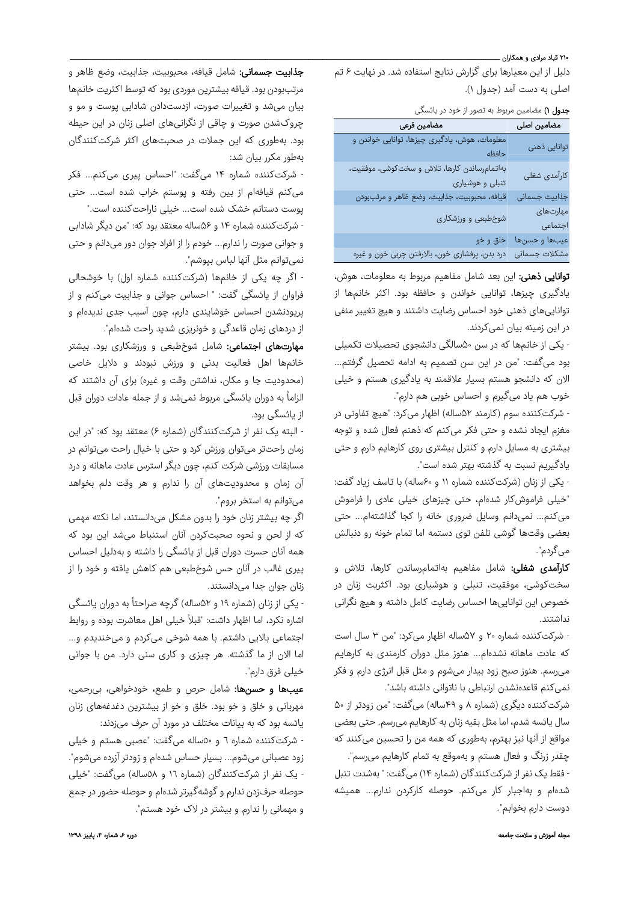دلیل از این معیارها برای گزارش نتایج استفاده شد. در نهایت ۶ تم اصلی به دست آمد (جدول ۱).

**جدول ۱)** مضامین مربوط به تصور از خود در یائسگی

| مضامین اصلی | مضامین فرعی |
|---|---|
| توانایی ذهنی | معلومات، هوش، یادگیری چیزها، توانایی خواندن و حافظه |
| کارآمدی شغلی | به‌اتمام‌رساندن کارها، تلاش و سخت‌کوشی، موفقیت، تنبلی و هوشیاری |
| جذابیت جسمانی | قیافه، محبوبیت، جذابیت، وضع ظاهر و مرتب‌بودن |
| مهارت‌های اجتماعی | شوخ‌طبعی و ورزشکاری |
| عیب‌ها و حسن‌ها | خلق و خو |
| مشکلات جسمانی | درد بدن، پرفشاری خون، بالارفتن چربی خون و غیره |

**توانایی ذهنی:** این بعد شامل مفاهیم مربوط به معلومات، هوش، یادگیری چیزها، توانایی خواندن و حافظه بود. اکثر خانم‌ها از توانایی‌های ذهنی خود احساس رضایت داشتند و هیچ تغییر منفی در این زمینه بیان نمی‌کردند.

- یکی از خانم‌ها که در سن ۵۰سالگی دانشجوی تحصیلات تکمیلی بود می‌گفت: "من در این سن تصمیم به ادامه تحصیل گرفتم... الان که دانشجو هستم بسیار علاقمند به یادگیری هستم و خیلی خوب هم یاد می‌گیرم و احساس خوبی هم دارم".

- شرکت‌کننده سوم (کارمند ۵۲ساله) اظهار می‌کرد: "هیچ تفاوتی در مغزم ایجاد نشده و حتی فکر می‌کنم که ذهنم فعال شده و توجه بیشتری به مسایل دارم و کنترل بیشتری روی کارهایم دارم و حتی یادگیریم نسبت به گذشته بهتر شده است".

- یکی از زنان (شرکت‌کننده شماره ۱۱ و ۶۰ساله) با تاسف زیاد گفت: "خیلی فراموش‌کار شده‌ام، حتی چیزهای خیلی عادی را فراموش می‌کنم... نمی‌دانم وسایل ضروری خانه را کجا گذاشته‌ام... حتی بعضی وقت‌ها گوشی تلفن توی دستمه اما تمام خونه رو دنبالش می‌گردم".

**کارآمدی شغلی:** شامل مفاهیم به‌اتمام‌رساندن کارها، تلاش و سخت‌کوشی، موفقیت، تنبلی و هوشیاری بود. اکثریت زنان در خصوص این توانایی‌ها احساس رضایت کامل داشته و هیچ نگرانی نداشتند.

- شرکت‌کننده شماره ۲۰ و ۵۷ساله اظهار می‌کرد: "من ۳ سال است که عادت ماهانه نشده‌ام... هنوز مثل دوران کارمندی به کارهایم می‌رسم. هنوز صبح زود بیدار می‌شوم و مثل قبل انرژی دارم و فکر نمی‌کنم قاعده‌نشدن ارتباطی با ناتوانی داشته باشد".

شرکت‌کننده دیگری (شماره ۸ و ۴۹ساله) می‌گفت: "من زودتر از ۵۰ سال یائسه شدم، اما مثل بقیه زنان به کارهایم می‌رسم. حتی بعضی مواقع از آنها نیز بهترم، به‌طوری که همه من را تحسین می‌کنند که چقدر زرنگ و فعال هستم و به‌موقع به تمام کارهایم می‌رسم".

- فقط یک نفر از شرکت‌کنندگان (شماره ۱۴) می‌گفت: " به‌شدت تنبل شده‌ام و به‌اجبار کار می‌کنم. حوصله کارکردن ندارم... همیشه دوست دارم بخوابم".

**جذابیت جسمانی:** شامل قیافه، محبوبیت، جذابیت، وضع ظاهر و مرتب‌بودن بود. قیافه بیشترین موردی بود که توسط اکثریت خانم‌ها بیان می‌شد و تغییرات صورت، ازدست‌دادن شادابی پوست و مو و چروک‌شدن صورت و چاقی از نگرانی‌های اصلی زنان در این حیطه بود. به‌طوری که این جملات در صحبت‌های اکثر شرکت‌کنندگان به‌طور مکرر بیان شد:

- شرکت‌کننده شماره ۱۴ می‌گفت: "احساس پیری می‌کنم... فکر می‌کنم قیافه‌ام از بین رفته و پوستم خراب شده است... حتی پوست دستانم خشک شده است... خیلی ناراحت‌کننده است."

- شرکت‌کننده شماره ۱۴ و ۵۶ساله معتقد بود که: "من دیگر شادابی و جوانی صورت را ندارم... خودم را از افراد جوان دور می‌دانم و حتی نمی‌توانم مثل آنها لباس بپوشم".

- اگر چه یکی از خانم‌ها (شرکت‌کننده شماره اول) با خوشحالی فراوان از یائسگی گفت: " احساس جوانی و جذابیت می‌کنم و از پریودنشدن احساس خوشایندی دارم، چون آسیب جدی ندیده‌ام و از دردهای زمان قاعدگی و خونریزی شدید راحت شده‌ام".

**مهارت‌های اجتماعی:** شامل شوخ‌طبعی و ورزشکاری بود. بیشتر خانم‌ها اهل فعالیت بدنی و ورزش نبودند و دلایل خاصی (محدودیت جا و مکان، نداشتن وقت و غیره) برای آن داشتند که الزاماً به دوران یائسگی مربوط نمی‌شد و از جمله عادات دوران قبل از یائسگی بود.

- البته یک نفر از شرکت‌کنندگان (شماره ۶) معتقد بود که: "در این زمان راحت‌تر می‌توان ورزش کرد و حتی با خیال راحت می‌توانم در مسابقات ورزشی شرکت کنم، چون دیگر استرس عادت ماهانه و درد آن زمان و محدودیت‌های آن را ندارم و هر وقت دلم بخواهد می‌توانم به استخر بروم".

اگر چه بیشتر زنان خود را بدون مشکل می‌دانستند، اما نکته مهمی که از لحن و نحوه صحبت‌کردن آنان استنباط می‌شد این بود که همه آنان حسرت دوران قبل از یائسگی را داشته و به‌دلیل احساس پیری غالب در آنان حس شوخ‌طبعی هم کاهش یافته و خود را از زنان جوان جدا می‌دانستند.

- یکی از زنان (شماره ۱۹ و ۵۲ساله) گرچه صراحتاً به دوران یائسگی اشاره نکرد، اما اظهار داشت: "قبلاً خیلی اهل معاشرت بوده و روابط اجتماعی بالایی داشتم. با همه شوخی می‌کردم و می‌خندیدم و... اما الان از ما گذشته. هر چیزی و کاری سنی دارد. من با جوانی خیلی فرق دارم".

**عیب‌ها و حسن‌ها:** شامل حرص و طمع، خودخواهی، بی‌رحمی، مهربانی و خلق و خو بود. خلق و خو از بیشترین دغدغه‌های زنان یائسه بود که به بیانات مختلف در مورد آن حرف می‌زدند:

- شرکت‌کننده شماره ٦ و ۵۰ساله می‌گفت: "عصبی هستم و خیلی زود عصبانی می‌شوم... بسیار حساس شده‌ام و زودتر آزرده می‌شوم".

- یک نفر از شرکت‌کنندگان (شماره ١٦ و ۵۸ساله) می‌گفت: "خیلی حوصله حرف‌زدن ندارم و گوشه‌گیرتر شده‌ام و حوصله حضور در جمع و مهمانی را ندارم و بیشتر در لاک خود هستم".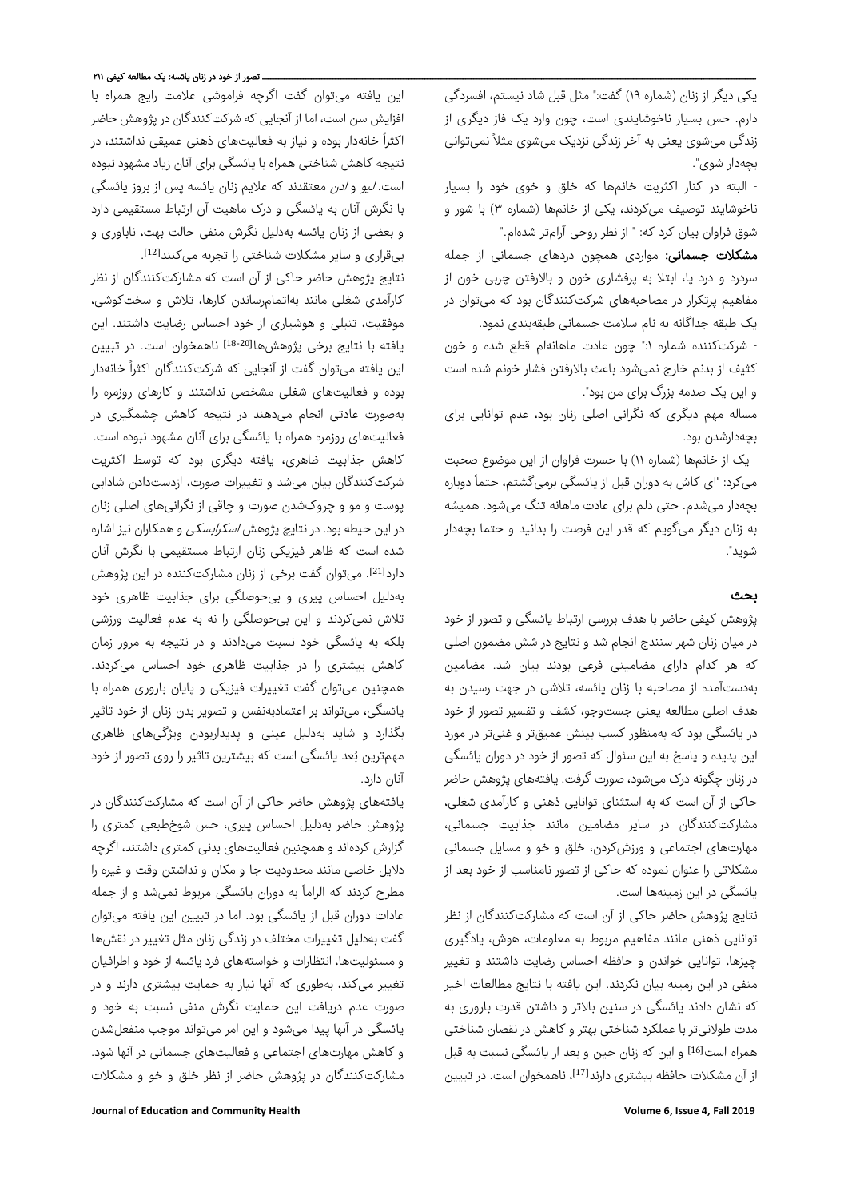یکی دیگر از زنان (شماره ۱۹) گفت:" مثل قبل شاد نیستم، افسردگی دارم. حس بسیار ناخوشایندی است، چون وارد یک فاز دیگری از زندگی می‌شوی یعنی به آخر زندگی نزدیک می‌شوی مثلاً نمی‌توانی بچه‌دار شوی".

- البته در کنار اکثریت خانمها که خلق و خوی خود را بسیار ناخوشایند توصیف می‌کردند، یکی از خانمها (شماره ۳) با شور و شوق فراوان بیان کرد که: " از نظر روحی آرام‌تر شده‌ام."

**مشکلات جسمانی:** مواردی همچون دردهای جسمانی از جمله سردرد و درد پا، ابتلا به پرفشاری خون و بالارفتن چربی خون از مفاهیم پرتکرار در مصاحبه‌های شرکت‌کنندگان بود که می‌توان در یک طبقه جداگانه به نام سلامت جسمانی طبقه‌بندی نمود.

- شرکت‌کننده شماره ۱:" چون عادت ماهانه‌ام قطع شده و خون کثیف از بدنم خارج نمی‌شود باعث بالارفتن فشار خونم شده است و این یک صدمه بزرگ برای من بود".

مساله مهم دیگری که نگرانی اصلی زنان بود، عدم توانایی برای بچه‌دارشدن بود.

- یک از خانمها (شماره ۱۱) با حسرت فراوان از این موضوع صحبت می‌کرد: "ای کاش به دوران قبل از یائسگی برمی‌گشتم، حتماً دوباره بچه‌دار می‌شدم. حتی دلم برای عادت ماهانه تنگ می‌شود. همیشه به زنان دیگر می‌گویم که قدر این فرصت را بدانید و حتما بچه‌دار شوید".

## بحث

پژوهش کیفی حاضر با هدف بررسی ارتباط یائسگی و تصور از خود در میان زنان شهر سنندج انجام شد و نتایج در شش مضمون اصلی که هر کدام دارای مضامینی فرعی بودند بیان شد. مضامین به‌دست‌آمده از مصاحبه با زنان یائسه، تلاشی در جهت رسیدن به هدف اصلی مطالعه یعنی جست‌وجو، کشف و تفسیر تصور از خود در یائسگی بود که به‌منظور کسب بینش عمیق‌تر و غنی‌تر در مورد این پدیده و پاسخ به این سئوال که تصور از خود در دوران یائسگی در زنان چگونه درک می‌شود، صورت گرفت. یافته‌های پژوهش حاضر حاکی از آن است که به استثنای توانایی ذهنی و کارآمدی شغلی، مشارکت‌کنندگان در سایر مضامین مانند جذابیت جسمانی، مهارت‌های اجتماعی و ورزش‌کردن، خلق و خو و مسایل جسمانی مشکلاتی را عنوان نموده که حاکی از تصور نامناسب از خود بعد از یائسگی در این زمینه‌ها است.

نتایج پژوهش حاضر حاکی از آن است که مشارکت‌کنندگان از نظر توانایی ذهنی مانند مفاهیم مربوط به معلومات، هوش، یادگیری چیزها، توانایی خواندن و حافظه احساس رضایت داشتند و تغییر منفی در این زمینه بیان نکردند. این یافته با نتایج مطالعات اخیر که نشان دادند یائسگی در سنین بالاتر و داشتن قدرت باروری به مدت طولانی‌تر با عملکرد شناختی بهتر و کاهش در نقصان شناختی همراه است[16] و این که زنان حین و بعد از یائسگی نسبت به قبل از آن مشکلات حافظه بیشتری دارند[17]، ناهمخوان است. در تبیین این یافته می‌توان گفت اگرچه فراموشی علامت رایج همراه با افزایش سن است، اما از آنجایی که شرکت‌کنندگان در پژوهش حاضر اکثراً خانه‌دار بوده و نیاز به فعالیت‌های ذهنی عمیقی نداشتند، در نتیجه کاهش شناختی همراه با یائسگی برای آنان زیاد مشهود نبوده است. *لیو و ادن* معتقدند که علایم زنان یائسه پس از بروز یائسگی با نگرش آنان به یائسگی و درک ماهیت آن ارتباط مستقیمی دارد و بعضی از زنان یائسه به‌دلیل نگرش منفی حالت بهت، ناباوری و بی‌قراری و سایر مشکلات شناختی را تجربه می‌کنند[12].

نتایج پژوهش حاضر حاکی از آن است که مشارکت‌کنندگان از نظر کارآمدی شغلی مانند به‌اتمام‌رساندن کارها، تلاش و سخت‌کوشی، موفقیت، تنبلی و هوشیاری از خود احساس رضایت داشتند. این یافته با نتایج برخی پژوهش‌ها[18-20] ناهمخوان است. در تبیین این یافته می‌توان گفت از آنجایی که شرکت‌کنندگان اکثراً خانه‌دار بوده و فعالیت‌های شغلی مشخصی نداشتند و کارهای روزمره را به‌صورت عادتی انجام می‌دهند در نتیجه کاهش چشمگیری در فعالیت‌های روزمره همراه با یائسگی برای آنان مشهود نبوده است.

کاهش جذابیت ظاهری، یافته دیگری بود که توسط اکثریت شرکت‌کنندگان بیان می‌شد و تغییرات صورت، ازدست‌دادن شادابی پوست و مو و چروک‌شدن صورت و چاقی از نگرانی‌های اصلی زنان در این حیطه بود. در نتایج پژوهش *اسکرابسکی* و همکاران نیز اشاره شده است که ظاهر فیزیکی زنان ارتباط مستقیمی با نگرش آنان دارد[21]. می‌توان گفت برخی از زنان مشارکت‌کننده در این پژوهش به‌دلیل احساس پیری و بی‌حوصلگی برای جذابیت ظاهری خود تلاش نمی‌کردند و این بی‌حوصلگی را نه به عدم فعالیت ورزشی بلکه به یائسگی خود نسبت می‌دادند و در نتیجه به مرور زمان کاهش بیشتری را در جذابیت ظاهری خود احساس می‌کردند. همچنین می‌توان گفت تغییرات فیزیکی و پایان باروری همراه با یائسگی، می‌تواند بر اعتماد‌به‌نفس و تصویر بدن زنان از خود تاثیر بگذارد و شاید به‌دلیل عینی و پدیداربودن ویژگی‌های ظاهری مهم‌ترین بُعد یائسگی است که بیشترین تاثیر را روی تصور از خود آنان دارد.

یافته‌های پژوهش حاضر حاکی از آن است که مشارکت‌کنندگان در پژوهش حاضر به‌دلیل احساس پیری، حس شوخ‌طبعی کمتری را گزارش کرده‌اند و همچنین فعالیت‌های بدنی کمتری داشتند، اگرچه دلایل خاصی مانند محدودیت جا و مکان و نداشتن وقت و غیره را مطرح کردند که الزاماً به دوران یائسگی مربوط نمی‌شد و از جمله عادات دوران قبل از یائسگی بود. اما در تبیین این یافته می‌توان گفت به‌دلیل تغییرات مختلف در زندگی زنان مثل تغییر در نقش‌ها و مسئولیت‌ها، انتظارات و خواسته‌های فرد یائسه از خود و اطرافیان تغییر می‌کند، به‌طوری که آنها نیاز به حمایت بیشتری دارند و در صورت عدم دریافت این حمایت نگرش منفی نسبت به خود و یائسگی در آنها پیدا می‌شود و این امر می‌تواند موجب منفعل‌شدن و کاهش مهارت‌های اجتماعی و فعالیت‌های جسمانی در آنها شود. مشارکت‌کنندگان در پژوهش حاضر از نظر خلق و خو و مشکلات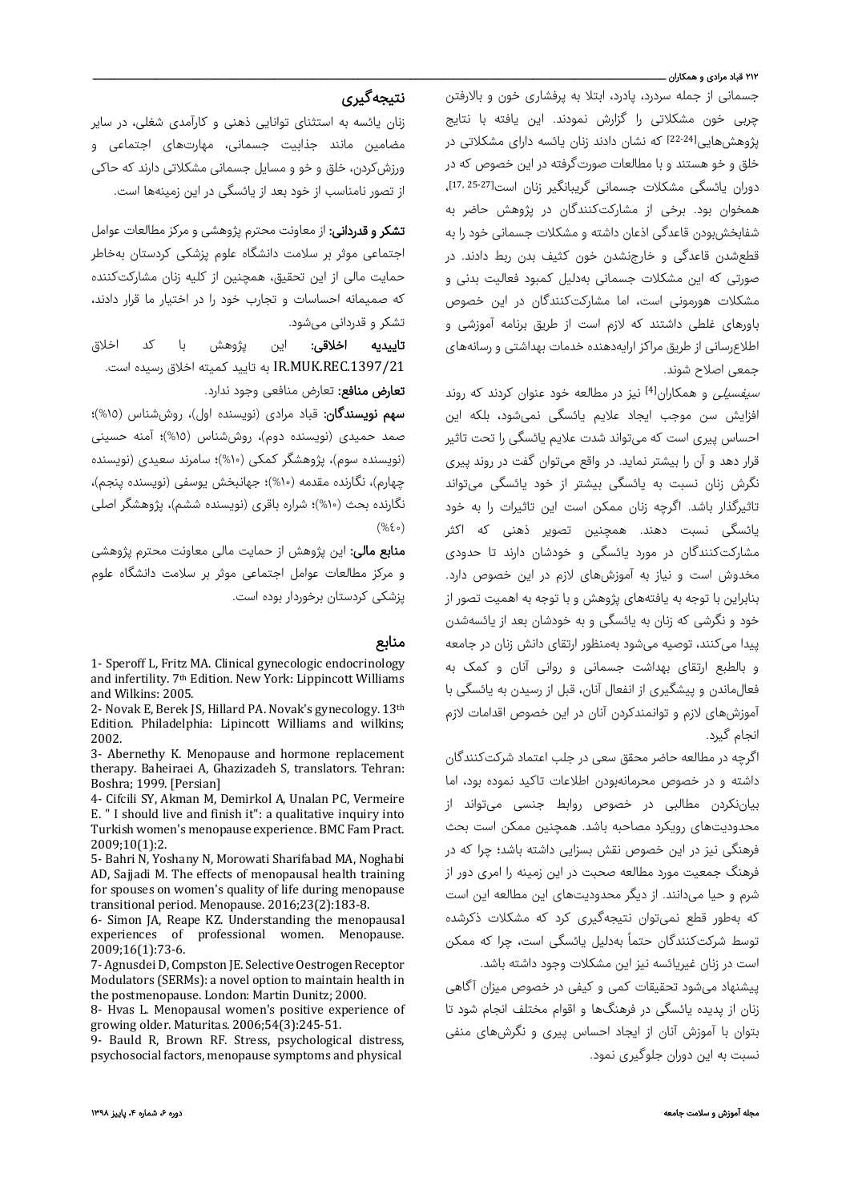جسمانی از جمله سردرد، پادرد، ابتلا به پرفشاری خون و بالارفتن چربی خون مشکلاتی را گزارش نمودند. این یافته با نتایج پژوهش‌هایی[22-24] که نشان دادند زنان یائسه دارای مشکلاتی در خلق و خو هستند و با مطالعات صورت‌گرفته در این خصوص که در دوران یائسگی مشکلات جسمانی گریبانگیر زنان است[17, 25-27]، همخوان بود. برخی از مشارکت‌کنندگان در پژوهش حاضر به شفابخش‌بودن قاعدگی اذعان داشته و مشکلات جسمانی خود را به قطع‌شدن قاعدگی و خارج‌نشدن خون کثیف بدن ربط دادند. در صورتی که این مشکلات جسمانی به‌دلیل کمبود فعالیت بدنی و مشکلات هورمونی است، اما مشارکت‌کنندگان در این خصوص باورهای غلطی داشتند که لازم است از طریق برنامه آموزشی و اطلاع‌رسانی از طریق مراکز ارایه‌دهنده خدمات بهداشتی و رسانه‌های جمعی اصلاح شوند.

*سیفسیلی* و همکاران[4] نیز در مطالعه خود عنوان کردند که روند افزایش سن موجب ایجاد علایم یائسگی نمی‌شود، بلکه این احساس پیری است که می‌تواند شدت علایم یائسگی را تحت تاثیر قرار دهد و آن را بیشتر نماید. در واقع می‌توان گفت در روند پیری نگرش زنان نسبت به یائسگی بیشتر از خود یائسگی می‌تواند تاثیرگذار باشد. اگرچه زنان ممکن است این تاثیرات را به خود یائسگی نسبت دهند. همچنین تصویر ذهنی که اکثر مشارکت‌کنندگان در مورد یائسگی و خودشان دارند تا حدودی مخدوش است و نیاز به آموزش‌های لازم در این خصوص دارد. بنابراین با توجه به یافته‌های پژوهش و با توجه به اهمیت تصور از خود و نگرشی که زنان به یائسگی و به خودشان بعد از یائسه‌شدن پیدا می‌کنند، توصیه می‌شود به‌منظور ارتقای دانش زنان در جامعه و بالطبع ارتقای بهداشت جسمانی و روانی آنان و کمک به فعال‌ماندن و پیشگیری از انفعال آنان، قبل از رسیدن به یائسگی با آموزش‌های لازم و توانمندکردن آنان در این خصوص اقدامات لازم انجام گیرد.

اگرچه در مطالعه حاضر محقق سعی در جلب اعتماد شرکت‌کنندگان داشته و در خصوص محرمانه‌بودن اطلاعات تاکید نموده بود، اما بیان‌نکردن مطالبی در خصوص روابط جنسی می‌تواند از محدودیت‌های رویکرد مصاحبه باشد. همچنین ممکن است بحث فرهنگی نیز در این خصوص نقش بسزایی داشته باشد؛ چرا که در فرهنگ جمعیت مورد مطالعه صحبت در این زمینه را امری دور از شرم و حیا می‌دانند. از دیگر محدودیت‌های این مطالعه این است که به‌طور قطع نمی‌توان نتیجه‌گیری کرد که مشکلات ذکرشده توسط شرکت‌کنندگان حتماً به‌دلیل یائسگی است، چرا که ممکن است در زنان غیریائسه نیز این مشکلات وجود داشته باشد.

پیشنهاد می‌شود تحقیقات کمی و کیفی در خصوص میزان آگاهی زنان از پدیده یائسگی در فرهنگ‌ها و اقوام مختلف انجام شود تا بتوان با آموزش آنان از ایجاد احساس پیری و نگرش‌های منفی نسبت به این دوران جلوگیری نمود.

## نتیجه‌گیری

زنان یائسه به استثنای توانایی ذهنی و کارآمدی شغلی، در سایر مضامین مانند جذابیت جسمانی، مهارت‌های اجتماعی و ورزش‌کردن، خلق و خو و مسایل جسمانی مشکلاتی دارند که حاکی از تصور نامناسب از خود بعد از یائسگی در این زمینه‌ها است.

**تشکر و قدردانی:** از معاونت محترم پژوهشی و مرکز مطالعات عوامل اجتماعی موثر بر سلامت دانشگاه علوم پزشکی کردستان به‌خاطر حمایت مالی از این تحقیق، همچنین از کلیه زنان مشارکت‌کننده که صمیمانه احساسات و تجارب خود را در اختیار ما قرار دادند، تشکر و قدردانی می‌شود.

**تاییدیه اخلاقی:** این پژوهش با کد اخلاق IR.MUK.REC.1397/21 به تایید کمیته اخلاق رسیده است.

**تعارض منافع:** تعارض منافعی وجود ندارد.

**سهم نویسندگان:** قباد مرادی (نویسنده اول)، روش‌شناس (۱۵%)؛ صمد حمیدی (نویسنده دوم)، روش‌شناس (۱۵%)؛ آمنه حسینی (نویسنده سوم)، پژوهشگر کمکی (۱۰%)؛ سامرند سعیدی (نویسنده چهارم)، نگارنده مقدمه (۱۰%)؛ جهانبخش یوسفی (نویسنده پنجم)، نگارنده بحث (۱۰%)؛ شراره باقری (نویسنده ششم)، پژوهشگر اصلی (۴۰%)

**منابع مالی:** این پژوهش از حمایت مالی معاونت محترم پژوهشی و مرکز مطالعات عوامل اجتماعی موثر بر سلامت دانشگاه علوم پزشکی کردستان برخوردار بوده است.

## منابع

1- Speroff L, Fritz MA. Clinical gynecologic endocrinology and infertility. 7th Edition. New York: Lippincott Williams and Wilkins: 2005.

2- Novak E, Berek JS, Hillard PA. Novak's gynecology. 13th Edition. Philadelphia: Lipincott Williams and wilkins; 2002.

3- Abernethy K. Menopause and hormone replacement therapy. Baheiraei A, Ghazizadeh S, translators. Tehran: Boshra; 1999. [Persian]

4- Cifcili SY, Akman M, Demirkol A, Unalan PC, Vermeire E. " I should live and finish it": a qualitative inquiry into Turkish women's menopause experience. BMC Fam Pract. 2009;10(1):2.

5- Bahri N, Yoshany N, Morowati Sharifabad MA, Noghabi AD, Sajjadi M. The effects of menopausal health training for spouses on women's quality of life during menopause transitional period. Menopause. 2016;23(2):183-8.

6- Simon JA, Reape KZ. Understanding the menopausal experiences of professional women. Menopause. 2009;16(1):73-6.

7- Agnusdei D, Compston JE. Selective Oestrogen Receptor Modulators (SERMs): a novel option to maintain health in the postmenopause. London: Martin Dunitz; 2000.

8- Hvas L. Menopausal women's positive experience of growing older. Maturitas. 2006;54(3):245-51.

9- Bauld R, Brown RF. Stress, psychological distress, psychosocial factors, menopause symptoms and physical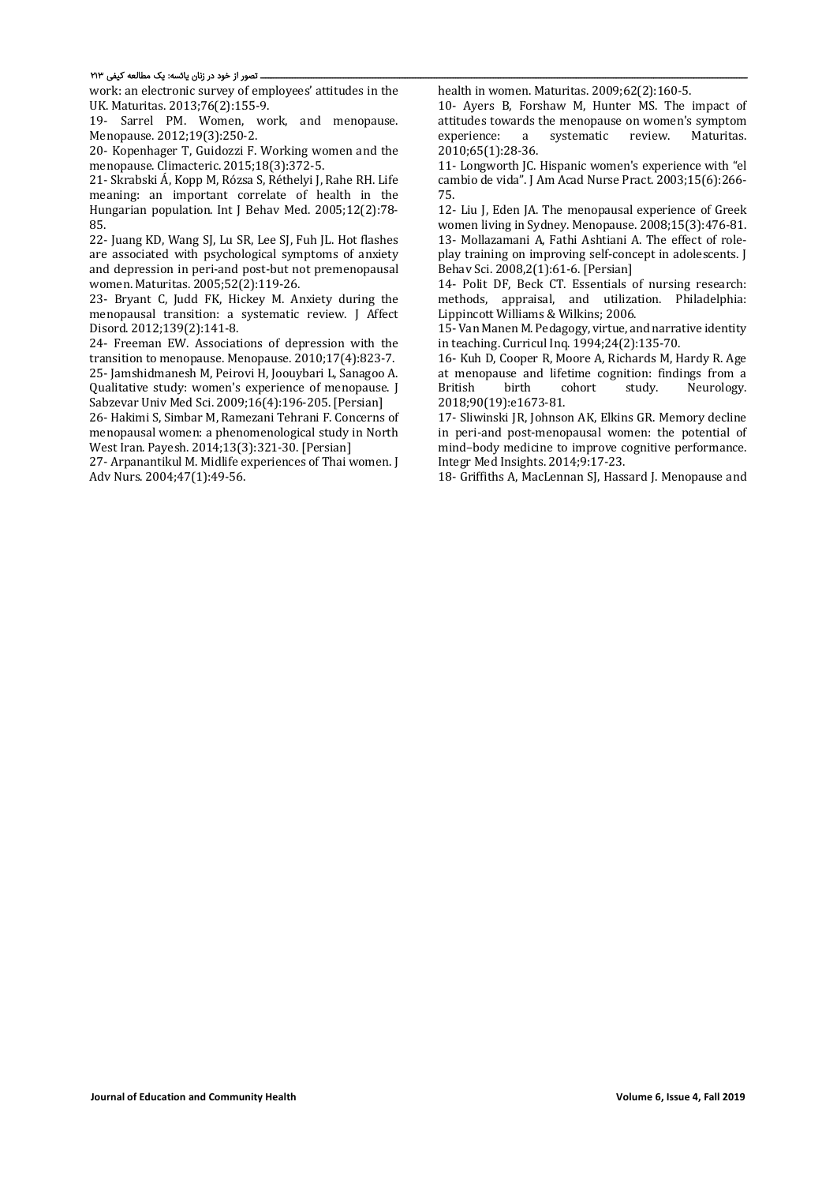health in women. Maturitas. 2009;62(2):160-5.

10- Ayers B, Forshaw M, Hunter MS. The impact of attitudes towards the menopause on women's symptom experience: a systematic review. Maturitas. 2010;65(1):28-36.

11- Longworth JC. Hispanic women's experience with "el cambio de vida". J Am Acad Nurse Pract. 2003;15(6):266-75.

12- Liu J, Eden JA. The menopausal experience of Greek women living in Sydney. Menopause. 2008;15(3):476-81.

13- Mollazamani A, Fathi Ashtiani A. The effect of role-play training on improving self-concept in adolescents. J Behav Sci. 2008,2(1):61-6. [Persian]

14- Polit DF, Beck CT. Essentials of nursing research: methods, appraisal, and utilization. Philadelphia: Lippincott Williams & Wilkins; 2006.

15- Van Manen M. Pedagogy, virtue, and narrative identity in teaching. Curricul Inq. 1994;24(2):135-70.

16- Kuh D, Cooper R, Moore A, Richards M, Hardy R. Age at menopause and lifetime cognition: findings from a British birth cohort study. Neurology. 2018;90(19):e1673-81.

17- Sliwinski JR, Johnson AK, Elkins GR. Memory decline in peri-and post-menopausal women: the potential of mind–body medicine to improve cognitive performance. Integr Med Insights. 2014;9:17-23.

18- Griffiths A, MacLennan SJ, Hassard J. Menopause and work: an electronic survey of employees' attitudes in the UK. Maturitas. 2013;76(2):155-9.

19- Sarrel PM. Women, work, and menopause. Menopause. 2012;19(3):250-2.

20- Kopenhager T, Guidozzi F. Working women and the menopause. Climacteric. 2015;18(3):372-5.

21- Skrabski Á, Kopp M, Rózsa S, Réthelyi J, Rahe RH. Life meaning: an important correlate of health in the Hungarian population. Int J Behav Med. 2005;12(2):78-85.

22- Juang KD, Wang SJ, Lu SR, Lee SJ, Fuh JL. Hot flashes are associated with psychological symptoms of anxiety and depression in peri-and post-but not premenopausal women. Maturitas. 2005;52(2):119-26.

23- Bryant C, Judd FK, Hickey M. Anxiety during the menopausal transition: a systematic review. J Affect Disord. 2012;139(2):141-8.

24- Freeman EW. Associations of depression with the transition to menopause. Menopause. 2010;17(4):823-7.

25- Jamshidmanesh M, Peirovi H, Joouybari L, Sanagoo A. Qualitative study: women's experience of menopause. J Sabzevar Univ Med Sci. 2009;16(4):196-205. [Persian]

26- Hakimi S, Simbar M, Ramezani Tehrani F. Concerns of menopausal women: a phenomenological study in North West Iran. Payesh. 2014;13(3):321-30. [Persian]

27- Arpanantikul M. Midlife experiences of Thai women. J Adv Nurs. 2004;47(1):49-56.